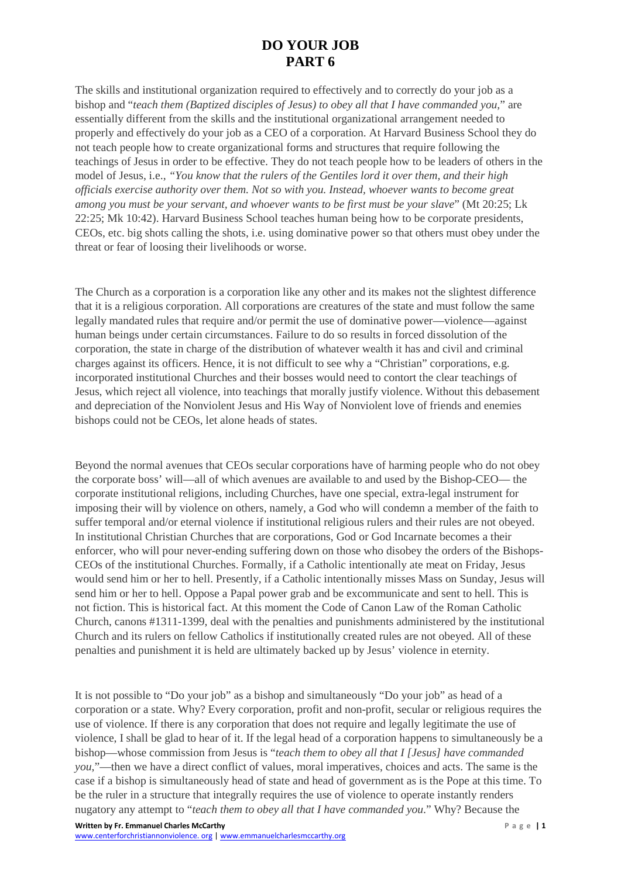# DO YOUR JOB
# PART 6

The skills and institutional organization required to effectively and to correctly do your job as a bishop and "*teach them (Baptized disciples of Jesus) to obey all that I have commanded you,*" are essentially different from the skills and the institutional organizational arrangement needed to properly and effectively do your job as a CEO of a corporation. At Harvard Business School they do not teach people how to create organizational forms and structures that require following the teachings of Jesus in order to be effective. They do not teach people how to be leaders of others in the model of Jesus, i.e., *"You know that the rulers of the Gentiles lord it over them, and their high officials exercise authority over them. Not so with you. Instead, whoever wants to become great among you must be your servant, and whoever wants to be first must be your slave*" (Mt 20:25; Lk 22:25; Mk 10:42). Harvard Business School teaches human being how to be corporate presidents, CEOs, etc. big shots calling the shots, i.e. using dominative power so that others must obey under the threat or fear of loosing their livelihoods or worse.

The Church as a corporation is a corporation like any other and its makes not the slightest difference that it is a religious corporation. All corporations are creatures of the state and must follow the same legally mandated rules that require and/or permit the use of dominative power—violence—against human beings under certain circumstances. Failure to do so results in forced dissolution of the corporation, the state in charge of the distribution of whatever wealth it has and civil and criminal charges against its officers. Hence, it is not difficult to see why a "Christian" corporations, e.g. incorporated institutional Churches and their bosses would need to contort the clear teachings of Jesus, which reject all violence, into teachings that morally justify violence. Without this debasement and depreciation of the Nonviolent Jesus and His Way of Nonviolent love of friends and enemies bishops could not be CEOs, let alone heads of states.

Beyond the normal avenues that CEOs secular corporations have of harming people who do not obey the corporate boss' will—all of which avenues are available to and used by the Bishop-CEO— the corporate institutional religions, including Churches, have one special, extra-legal instrument for imposing their will by violence on others, namely, a God who will condemn a member of the faith to suffer temporal and/or eternal violence if institutional religious rulers and their rules are not obeyed. In institutional Christian Churches that are corporations, God or God Incarnate becomes a their enforcer, who will pour never-ending suffering down on those who disobey the orders of the Bishops-CEOs of the institutional Churches. Formally, if a Catholic intentionally ate meat on Friday, Jesus would send him or her to hell. Presently, if a Catholic intentionally misses Mass on Sunday, Jesus will send him or her to hell. Oppose a Papal power grab and be excommunicate and sent to hell. This is not fiction. This is historical fact. At this moment the Code of Canon Law of the Roman Catholic Church, canons #1311-1399, deal with the penalties and punishments administered by the institutional Church and its rulers on fellow Catholics if institutionally created rules are not obeyed. All of these penalties and punishment it is held are ultimately backed up by Jesus' violence in eternity.

It is not possible to "Do your job" as a bishop and simultaneously "Do your job" as head of a corporation or a state. Why? Every corporation, profit and non-profit, secular or religious requires the use of violence. If there is any corporation that does not require and legally legitimate the use of violence, I shall be glad to hear of it. If the legal head of a corporation happens to simultaneously be a bishop—whose commission from Jesus is "*teach them to obey all that I [Jesus] have commanded you,*"—then we have a direct conflict of values, moral imperatives, choices and acts. The same is the case if a bishop is simultaneously head of state and head of government as is the Pope at this time. To be the ruler in a structure that integrally requires the use of violence to operate instantly renders nugatory any attempt to "*teach them to obey all that I have commanded you.*" Why? Because the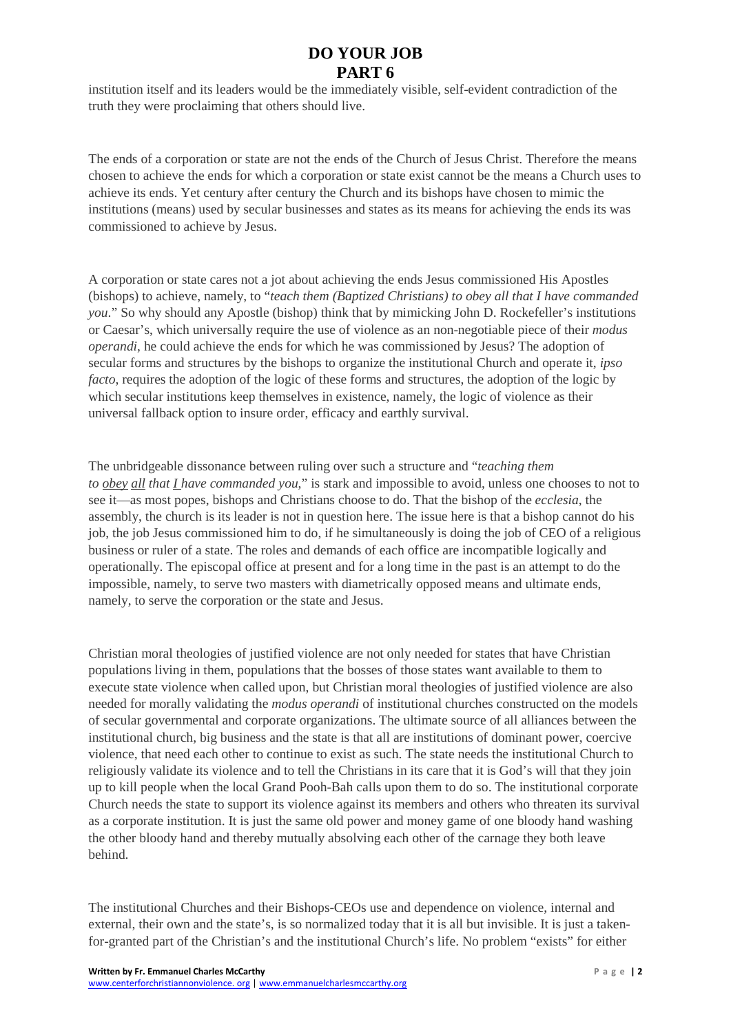institution itself and its leaders would be the immediately visible, self-evident contradiction of the truth they were proclaiming that others should live.

The ends of a corporation or state are not the ends of the Church of Jesus Christ. Therefore the means chosen to achieve the ends for which a corporation or state exist cannot be the means a Church uses to achieve its ends. Yet century after century the Church and its bishops have chosen to mimic the institutions (means) used by secular businesses and states as its means for achieving the ends its was commissioned to achieve by Jesus.

A corporation or state cares not a jot about achieving the ends Jesus commissioned His Apostles (bishops) to achieve, namely, to "*teach them (Baptized Christians) to obey all that I have commanded you*." So why should any Apostle (bishop) think that by mimicking John D. Rockefeller's institutions or Caesar's, which universally require the use of violence as an non-negotiable piece of their *modus operandi*, he could achieve the ends for which he was commissioned by Jesus? The adoption of secular forms and structures by the bishops to organize the institutional Church and operate it, *ipso facto*, requires the adoption of the logic of these forms and structures, the adoption of the logic by which secular institutions keep themselves in existence, namely, the logic of violence as their universal fallback option to insure order, efficacy and earthly survival.

The unbridgeable dissonance between ruling over such a structure and "*teaching them to obey all that I have commanded you*," is stark and impossible to avoid, unless one chooses to not to see it—as most popes, bishops and Christians choose to do. That the bishop of the *ecclesia*, the assembly, the church is its leader is not in question here. The issue here is that a bishop cannot do his job, the job Jesus commissioned him to do, if he simultaneously is doing the job of CEO of a religious business or ruler of a state. The roles and demands of each office are incompatible logically and operationally. The episcopal office at present and for a long time in the past is an attempt to do the impossible, namely, to serve two masters with diametrically opposed means and ultimate ends, namely, to serve the corporation or the state and Jesus.

Christian moral theologies of justified violence are not only needed for states that have Christian populations living in them, populations that the bosses of those states want available to them to execute state violence when called upon, but Christian moral theologies of justified violence are also needed for morally validating the *modus operandi* of institutional churches constructed on the models of secular governmental and corporate organizations. The ultimate source of all alliances between the institutional church, big business and the state is that all are institutions of dominant power, coercive violence, that need each other to continue to exist as such. The state needs the institutional Church to religiously validate its violence and to tell the Christians in its care that it is God's will that they join up to kill people when the local Grand Pooh-Bah calls upon them to do so. The institutional corporate Church needs the state to support its violence against its members and others who threaten its survival as a corporate institution. It is just the same old power and money game of one bloody hand washing the other bloody hand and thereby mutually absolving each other of the carnage they both leave behind.

The institutional Churches and their Bishops-CEOs use and dependence on violence, internal and external, their own and the state's, is so normalized today that it is all but invisible. It is just a taken-for-granted part of the Christian's and the institutional Church's life. No problem "exists" for either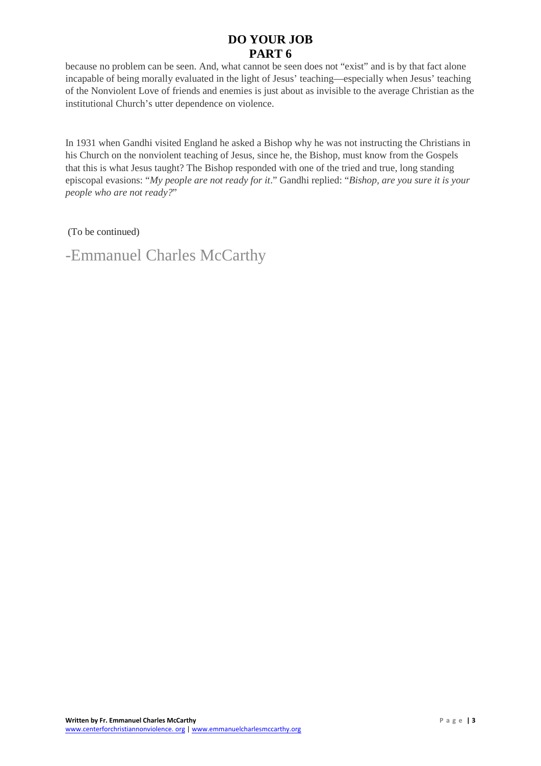because no problem can be seen. And, what cannot be seen does not "exist" and is by that fact alone incapable of being morally evaluated in the light of Jesus' teaching—especially when Jesus' teaching of the Nonviolent Love of friends and enemies is just about as invisible to the average Christian as the institutional Church's utter dependence on violence.

In 1931 when Gandhi visited England he asked a Bishop why he was not instructing the Christians in his Church on the nonviolent teaching of Jesus, since he, the Bishop, must know from the Gospels that this is what Jesus taught? The Bishop responded with one of the tried and true, long standing episcopal evasions: "*My people are not ready for it*." Gandhi replied: "*Bishop, are you sure it is your people who are not ready?*"

(To be continued)

-Emmanuel Charles McCarthy